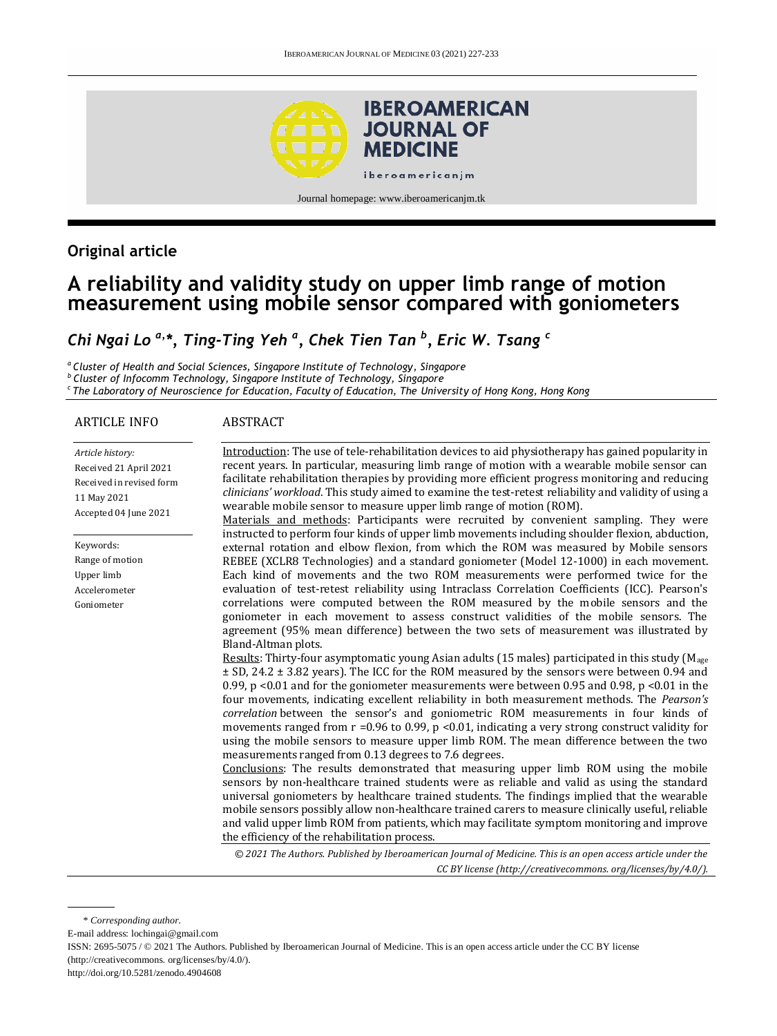**Original article**

# A reliability and validity study on upper limb range of motion measurement using mobile sensor compared with goniometers

*Chi Ngai Lo [a,*], Ting-Ting Yeh [a], Chek Tien Tan [b], Eric W. Tsang [c]*

[a] *Cluster of Health and Social Sciences, Singapore Institute of Technology, Singapore*
[b] *Cluster of Infocomm Technology, Singapore Institute of Technology, Singapore*
[c] *The Laboratory of Neuroscience for Education, Faculty of Education, The University of Hong Kong, Hong Kong*

## ARTICLE INFO

*Article history:*
Received 21 April 2021
Received in revised form 11 May 2021
Accepted 04 June 2021

Keywords:
Range of motion
Upper limb
Accelerometer
Goniometer

## ABSTRACT

Introduction: The use of tele-rehabilitation devices to aid physiotherapy has gained popularity in recent years. In particular, measuring limb range of motion with a wearable mobile sensor can facilitate rehabilitation therapies by providing more efficient progress monitoring and reducing *clinicians' workload*. This study aimed to examine the test-retest reliability and validity of using a wearable mobile sensor to measure upper limb range of motion (ROM).

Materials and methods: Participants were recruited by convenient sampling. They were instructed to perform four kinds of upper limb movements including shoulder flexion, abduction, external rotation and elbow flexion, from which the ROM was measured by Mobile sensors REBEE (XCLR8 Technologies) and a standard goniometer (Model 12-1000) in each movement. Each kind of movements and the two ROM measurements were performed twice for the evaluation of test-retest reliability using Intraclass Correlation Coefficients (ICC). Pearson's correlations were computed between the ROM measured by the mobile sensors and the goniometer in each movement to assess construct validities of the mobile sensors. The agreement (95% mean difference) between the two sets of measurement was illustrated by Bland-Altman plots.

Results: Thirty-four asymptomatic young Asian adults (15 males) participated in this study ($M_{age}$ ± SD, 24.2 ± 3.82 years). The ICC for the ROM measured by the sensors were between 0.94 and 0.99, p <0.01 and for the goniometer measurements were between 0.95 and 0.98, p <0.01 in the four movements, indicating excellent reliability in both measurement methods. The *Pearson's correlation* between the sensor's and goniometric ROM measurements in four kinds of movements ranged from r =0.96 to 0.99, p <0.01, indicating a very strong construct validity for using the mobile sensors to measure upper limb ROM. The mean difference between the two measurements ranged from 0.13 degrees to 7.6 degrees.

Conclusions: The results demonstrated that measuring upper limb ROM using the mobile sensors by non-healthcare trained students were as reliable and valid as using the standard universal goniometers by healthcare trained students. The findings implied that the wearable mobile sensors possibly allow non-healthcare trained carers to measure clinically useful, reliable and valid upper limb ROM from patients, which may facilitate symptom monitoring and improve the efficiency of the rehabilitation process.

*© 2021 The Authors. Published by Iberoamerican Journal of Medicine. This is an open access article under the CC BY license (http://creativecommons. org/licenses/by/4.0/).*

\* *Corresponding author.*
E-mail address: lochingai@gmail.com
ISSN: 2695-5075 / © 2021 The Authors. Published by Iberoamerican Journal of Medicine. This is an open access article under the CC BY license (http://creativecommons. org/licenses/by/4.0/).
http://doi.org/10.5281/zenodo.4904608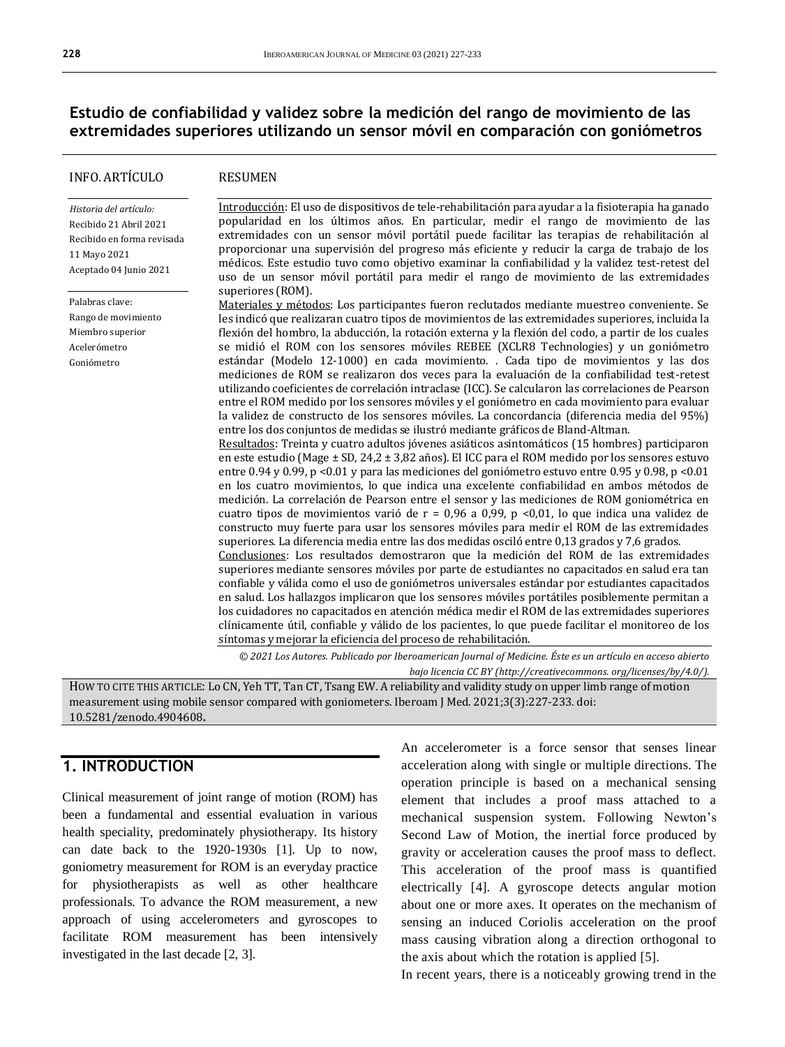## Estudio de confiabilidad y validez sobre la medición del rango de movimiento de las extremidades superiores utilizando un sensor móvil en comparación con goniómetros

**INFO. ARTÍCULO**

*Historia del artículo:*
Recibido 21 Abril 2021
Recibido en forma revisada 11 Mayo 2021
Aceptado 04 Junio 2021

Palabras clave:
Rango de movimiento
Miembro superior
Acelerómetro
Goniómetro

**RESUMEN**

Introducción: El uso de dispositivos de tele-rehabilitación para ayudar a la fisioterapia ha ganado popularidad en los últimos años. En particular, medir el rango de movimiento de las extremidades con un sensor móvil portátil puede facilitar las terapias de rehabilitación al proporcionar una supervisión del progreso más eficiente y reducir la carga de trabajo de los médicos. Este estudio tuvo como objetivo examinar la confiabilidad y la validez test-retest del uso de un sensor móvil portátil para medir el rango de movimiento de las extremidades superiores (ROM).

Materiales y métodos: Los participantes fueron reclutados mediante muestreo conveniente. Se les indicó que realizaran cuatro tipos de movimientos de las extremidades superiores, incluida la flexión del hombro, la abducción, la rotación externa y la flexión del codo, a partir de los cuales se midió el ROM con los sensores móviles REBEE (XCLR8 Technologies) y un goniómetro estándar (Modelo 12-1000) en cada movimiento. . Cada tipo de movimientos y las dos mediciones de ROM se realizaron dos veces para la evaluación de la confiabilidad test-retest utilizando coeficientes de correlación intraclase (ICC). Se calcularon las correlaciones de Pearson entre el ROM medido por los sensores móviles y el goniómetro en cada movimiento para evaluar la validez de constructo de los sensores móviles. La concordancia (diferencia media del 95%) entre los dos conjuntos de medidas se ilustró mediante gráficos de Bland-Altman.

Resultados: Treinta y cuatro adultos jóvenes asiáticos asintomáticos (15 hombres) participaron en este estudio (Mage ± SD, 24,2 ± 3,82 años). El ICC para el ROM medido por los sensores estuvo entre 0.94 y 0.99, p <0.01 y para las mediciones del goniómetro estuvo entre 0.95 y 0.98, p <0.01 en los cuatro movimientos, lo que indica una excelente confiabilidad en ambos métodos de medición. La correlación de Pearson entre el sensor y las mediciones de ROM goniométrica en cuatro tipos de movimientos varió de r = 0,96 a 0,99, p <0,01, lo que indica una validez de constructo muy fuerte para usar los sensores móviles para medir el ROM de las extremidades superiores. La diferencia media entre las dos medidas osciló entre 0,13 grados y 7,6 grados.

Conclusiones: Los resultados demostraron que la medición del ROM de las extremidades superiores mediante sensores móviles por parte de estudiantes no capacitados en salud era tan confiable y válida como el uso de goniómetros universales estándar por estudiantes capacitados en salud. Los hallazgos implicaron que los sensores móviles portátiles posiblemente permitan a los cuidadores no capacitados en atención médica medir el ROM de las extremidades superiores clínicamente útil, confiable y válido de los pacientes, lo que puede facilitar el monitoreo de los síntomas y mejorar la eficiencia del proceso de rehabilitación.

*© 2021 Los Autores. Publicado por Iberoamerican Journal of Medicine. Éste es un artículo en acceso abierto bajo licencia CC BY (http://creativecommons. org/licenses/by/4.0/).*

HOW TO CITE THIS ARTICLE: Lo CN, Yeh TT, Tan CT, Tsang EW. A reliability and validity study on upper limb range of motion measurement using mobile sensor compared with goniometers. Iberoam J Med. 2021;3(3):227-233. doi: 10.5281/zenodo.4904608**.**

## 1. INTRODUCTION

Clinical measurement of joint range of motion (ROM) has been a fundamental and essential evaluation in various health speciality, predominately physiotherapy. Its history can date back to the 1920-1930s [1]. Up to now, goniometry measurement for ROM is an everyday practice for physiotherapists as well as other healthcare professionals. To advance the ROM measurement, a new approach of using accelerometers and gyroscopes to facilitate ROM measurement has been intensively investigated in the last decade [2, 3].

An accelerometer is a force sensor that senses linear acceleration along with single or multiple directions. The operation principle is based on a mechanical sensing element that includes a proof mass attached to a mechanical suspension system. Following Newton's Second Law of Motion, the inertial force produced by gravity or acceleration causes the proof mass to deflect. This acceleration of the proof mass is quantified electrically [4]. A gyroscope detects angular motion about one or more axes. It operates on the mechanism of sensing an induced Coriolis acceleration on the proof mass causing vibration along a direction orthogonal to the axis about which the rotation is applied [5].

In recent years, there is a noticeably growing trend in the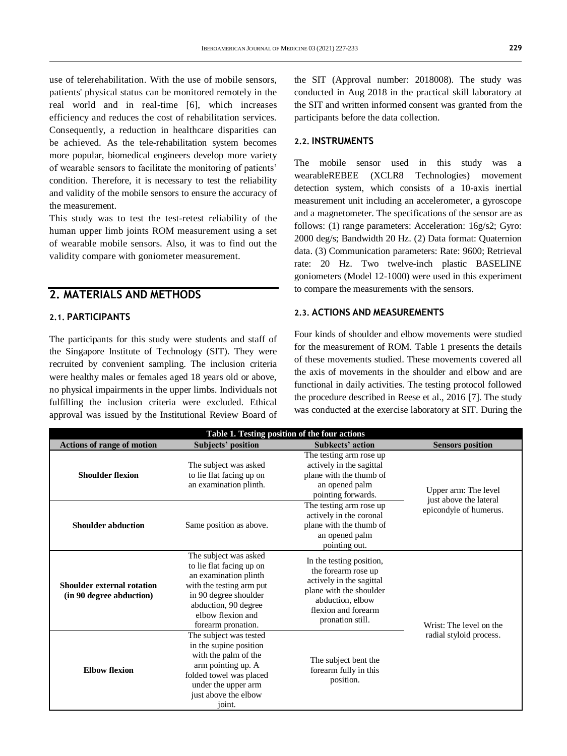use of telerehabilitation. With the use of mobile sensors, patients' physical status can be monitored remotely in the real world and in real-time [6], which increases efficiency and reduces the cost of rehabilitation services. Consequently, a reduction in healthcare disparities can be achieved. As the tele-rehabilitation system becomes more popular, biomedical engineers develop more variety of wearable sensors to facilitate the monitoring of patients' condition. Therefore, it is necessary to test the reliability and validity of the mobile sensors to ensure the accuracy of the measurement.

This study was to test the test-retest reliability of the human upper limb joints ROM measurement using a set of wearable mobile sensors. Also, it was to find out the validity compare with goniometer measurement.

## 2. MATERIALS AND METHODS

### 2.1. PARTICIPANTS

The participants for this study were students and staff of the Singapore Institute of Technology (SIT). They were recruited by convenient sampling. The inclusion criteria were healthy males or females aged 18 years old or above, no physical impairments in the upper limbs. Individuals not fulfilling the inclusion criteria were excluded. Ethical approval was issued by the Institutional Review Board of the SIT (Approval number: 2018008). The study was conducted in Aug 2018 in the practical skill laboratory at the SIT and written informed consent was granted from the participants before the data collection.

### 2.2. INSTRUMENTS

The mobile sensor used in this study was a wearableREBEE (XCLR8 Technologies) movement detection system, which consists of a 10-axis inertial measurement unit including an accelerometer, a gyroscope and a magnetometer. The specifications of the sensor are as follows: (1) range parameters: Acceleration: 16g/s2; Gyro: 2000 deg/s; Bandwidth 20 Hz. (2) Data format: Quaternion data. (3) Communication parameters: Rate: 9600; Retrieval rate: 20 Hz. Two twelve-inch plastic BASELINE goniometers (Model 12-1000) were used in this experiment to compare the measurements with the sensors.

### 2.3. ACTIONS AND MEASUREMENTS

Four kinds of shoulder and elbow movements were studied for the measurement of ROM. Table 1 presents the details of these movements studied. These movements covered all the axis of movements in the shoulder and elbow and are functional in daily activities. The testing protocol followed the procedure described in Reese et al., 2016 [7]. The study was conducted at the exercise laboratory at SIT. During the

**Table 1. Testing position of the four actions**

| Actions of range of motion | Subjects' position | Subkects' action | Sensors position |
|---|---|---|---|
| **Shoulder flexion** | The subject was asked to lie flat facing up on an examination plinth. | The testing arm rose up actively in the sagittal plane with the thumb of an opened palm pointing forwards. | Upper arm: The level just above the lateral epicondyle of humerus. |
| **Shoulder abduction** | Same position as above. | The testing arm rose up actively in the coronal plane with the thumb of an opened palm pointing out. | |
| **Shoulder external rotation (in 90 degree abduction)** | The subject was asked to lie flat facing up on an examination plinth with the testing arm put in 90 degree shoulder abduction, 90 degree elbow flexion and forearm pronation. | In the testing position, the forearm rose up actively in the sagittal plane with the shoulder abduction, elbow flexion and forearm pronation still. | Wrist: The level on the radial styloid process. |
| **Elbow flexion** | The subject was tested in the supine position with the palm of the arm pointing up. A folded towel was placed under the upper arm just above the elbow joint. | The subject bent the forearm fully in this position. | |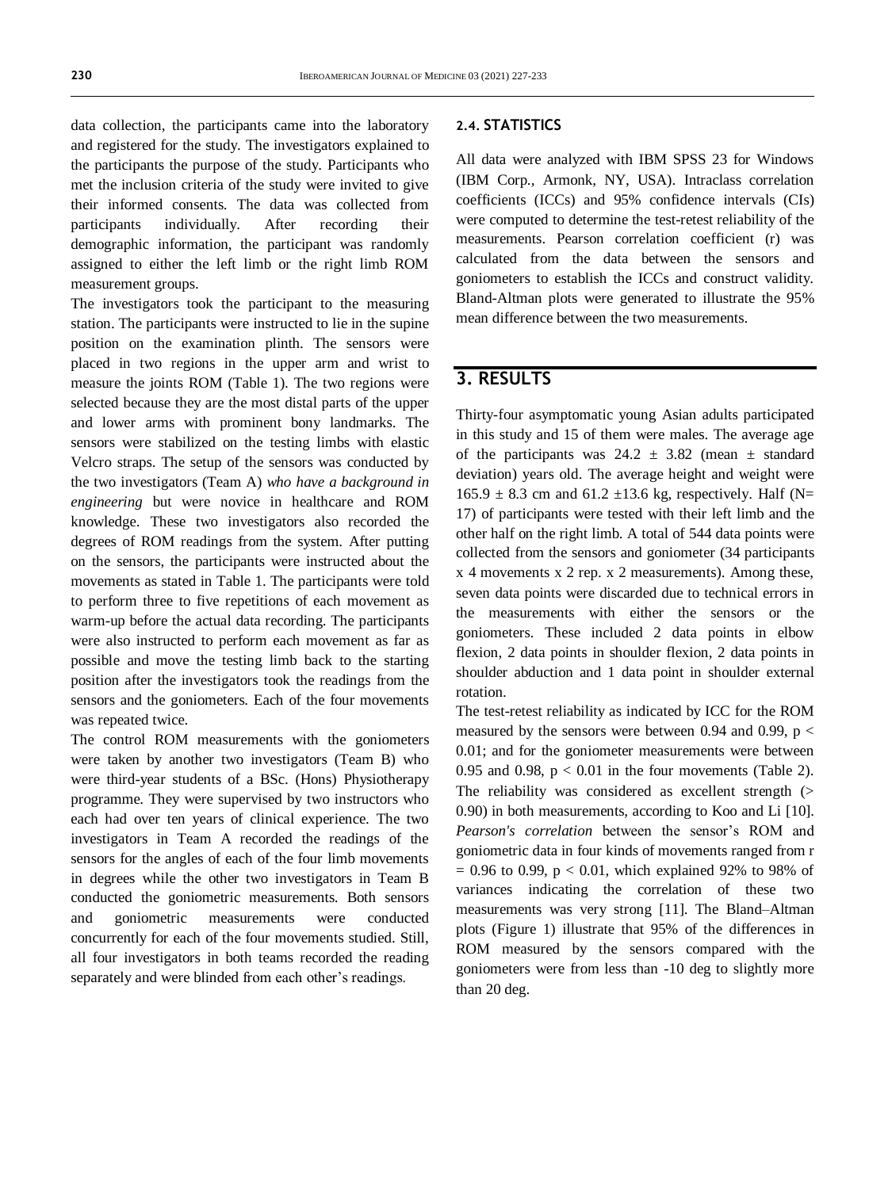data collection, the participants came into the laboratory and registered for the study. The investigators explained to the participants the purpose of the study. Participants who met the inclusion criteria of the study were invited to give their informed consents. The data was collected from participants individually. After recording their demographic information, the participant was randomly assigned to either the left limb or the right limb ROM measurement groups.

The investigators took the participant to the measuring station. The participants were instructed to lie in the supine position on the examination plinth. The sensors were placed in two regions in the upper arm and wrist to measure the joints ROM (Table 1). The two regions were selected because they are the most distal parts of the upper and lower arms with prominent bony landmarks. The sensors were stabilized on the testing limbs with elastic Velcro straps. The setup of the sensors was conducted by the two investigators (Team A) *who have a background in engineering* but were novice in healthcare and ROM knowledge. These two investigators also recorded the degrees of ROM readings from the system. After putting on the sensors, the participants were instructed about the movements as stated in Table 1. The participants were told to perform three to five repetitions of each movement as warm-up before the actual data recording. The participants were also instructed to perform each movement as far as possible and move the testing limb back to the starting position after the investigators took the readings from the sensors and the goniometers. Each of the four movements was repeated twice.

The control ROM measurements with the goniometers were taken by another two investigators (Team B) who were third-year students of a BSc. (Hons) Physiotherapy programme. They were supervised by two instructors who each had over ten years of clinical experience. The two investigators in Team A recorded the readings of the sensors for the angles of each of the four limb movements in degrees while the other two investigators in Team B conducted the goniometric measurements. Both sensors and goniometric measurements were conducted concurrently for each of the four movements studied. Still, all four investigators in both teams recorded the reading separately and were blinded from each other's readings.

### 2.4. STATISTICS

All data were analyzed with IBM SPSS 23 for Windows (IBM Corp., Armonk, NY, USA). Intraclass correlation coefficients (ICCs) and 95% confidence intervals (CIs) were computed to determine the test-retest reliability of the measurements. Pearson correlation coefficient (r) was calculated from the data between the sensors and goniometers to establish the ICCs and construct validity. Bland-Altman plots were generated to illustrate the 95% mean difference between the two measurements.

## 3. RESULTS

Thirty-four asymptomatic young Asian adults participated in this study and 15 of them were males. The average age of the participants was $24.2 \pm 3.82$ (mean ± standard deviation) years old. The average height and weight were $165.9 \pm 8.3$ cm and $61.2 \pm 13.6$ kg, respectively. Half (N= 17) of participants were tested with their left limb and the other half on the right limb. A total of 544 data points were collected from the sensors and goniometer (34 participants x 4 movements x 2 rep. x 2 measurements). Among these, seven data points were discarded due to technical errors in the measurements with either the sensors or the goniometers. These included 2 data points in elbow flexion, 2 data points in shoulder flexion, 2 data points in shoulder abduction and 1 data point in shoulder external rotation.

The test-retest reliability as indicated by ICC for the ROM measured by the sensors were between 0.94 and 0.99, $p < 0.01$; and for the goniometer measurements were between 0.95 and 0.98, $p < 0.01$ in the four movements (Table 2). The reliability was considered as excellent strength (> 0.90) in both measurements, according to Koo and Li [10]. *Pearson's correlation* between the sensor's ROM and goniometric data in four kinds of movements ranged from $r = 0.96$ to 0.99, $p < 0.01$, which explained 92% to 98% of variances indicating the correlation of these two measurements was very strong [11]. The Bland–Altman plots (Figure 1) illustrate that 95% of the differences in ROM measured by the sensors compared with the goniometers were from less than -10 deg to slightly more than 20 deg.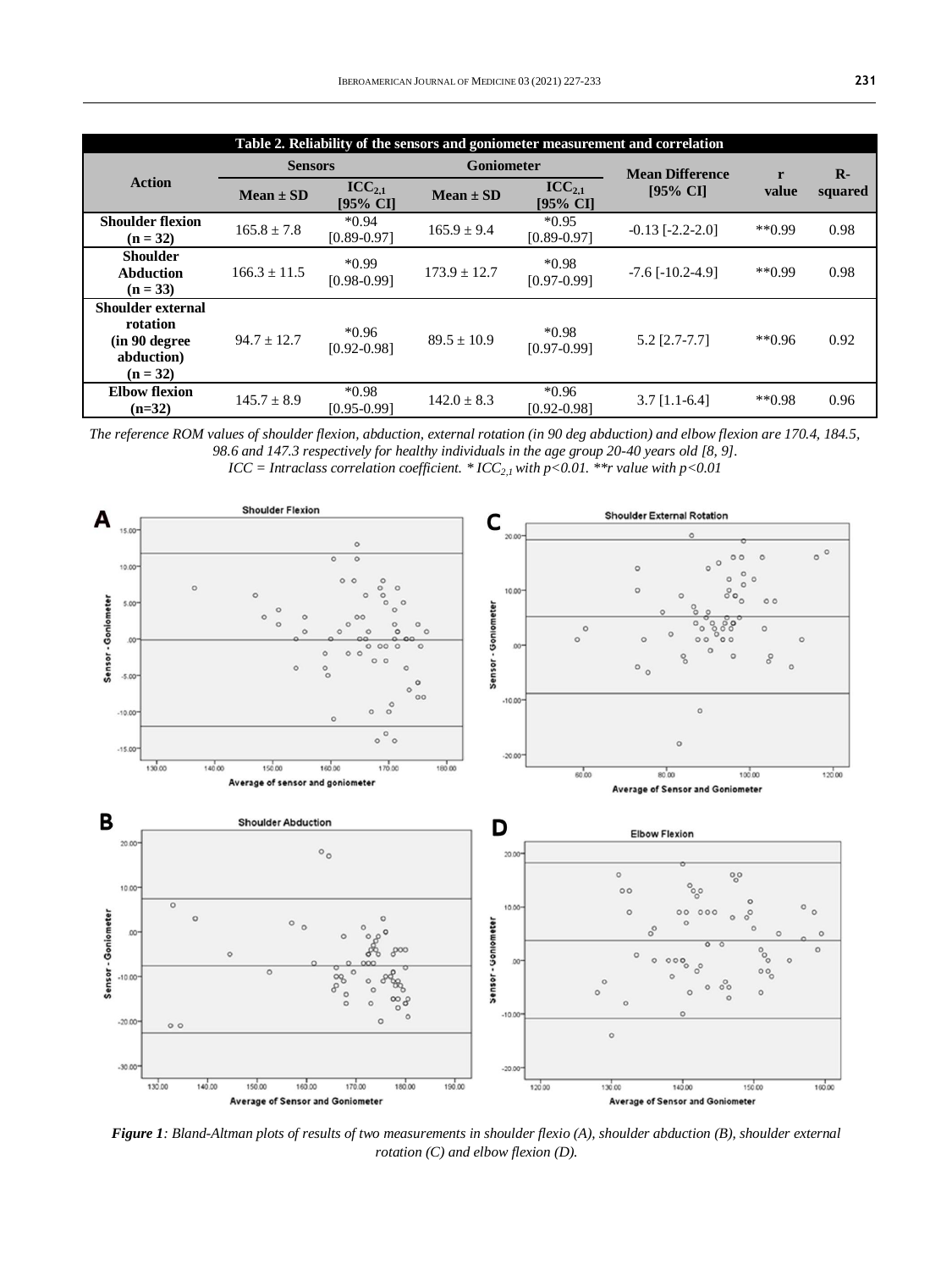**Table 2. Reliability of the sensors and goniometer measurement and correlation**

| Action | Sensors | | Goniometer | | Mean Difference [95% CI] | r value | R-squared |
|---|---|---|---|---|---|---|---|
| | Mean ± SD | $ICC_{2,1}$ [95% CI] | Mean ± SD | $ICC_{2,1}$ [95% CI] | | | |
| **Shoulder flexion (n = 32)** | 165.8 ± 7.8 | *0.94 [0.89-0.97] | 165.9 ± 9.4 | *0.95 [0.89-0.97] | -0.13 [-2.2-2.0] | **0.99 | 0.98 |
| **Shoulder Abduction (n = 33)** | 166.3 ± 11.5 | *0.99 [0.98-0.99] | 173.9 ± 12.7 | *0.98 [0.97-0.99] | -7.6 [-10.2-4.9] | **0.99 | 0.98 |
| **Shoulder external rotation (in 90 degree abduction) (n = 32)** | 94.7 ± 12.7 | *0.96 [0.92-0.98] | 89.5 ± 10.9 | *0.98 [0.97-0.99] | 5.2 [2.7-7.7] | **0.96 | 0.92 |
| **Elbow flexion (n=32)** | 145.7 ± 8.9 | *0.98 [0.95-0.99] | 142.0 ± 8.3 | *0.96 [0.92-0.98] | 3.7 [1.1-6.4] | **0.98 | 0.96 |

*The reference ROM values of shoulder flexion, abduction, external rotation (in 90 deg abduction) and elbow flexion are 170.4, 184.5, 98.6 and 147.3 respectively for healthy individuals in the age group 20-40 years old [8, 9].*
*ICC = Intraclass correlation coefficient. * $ICC_{2,1}$ with p<0.01. **r value with p<0.01*

***Figure 1**: Bland-Altman plots of results of two measurements in shoulder flexio (A), shoulder abduction (B), shoulder external rotation (C) and elbow flexion (D).*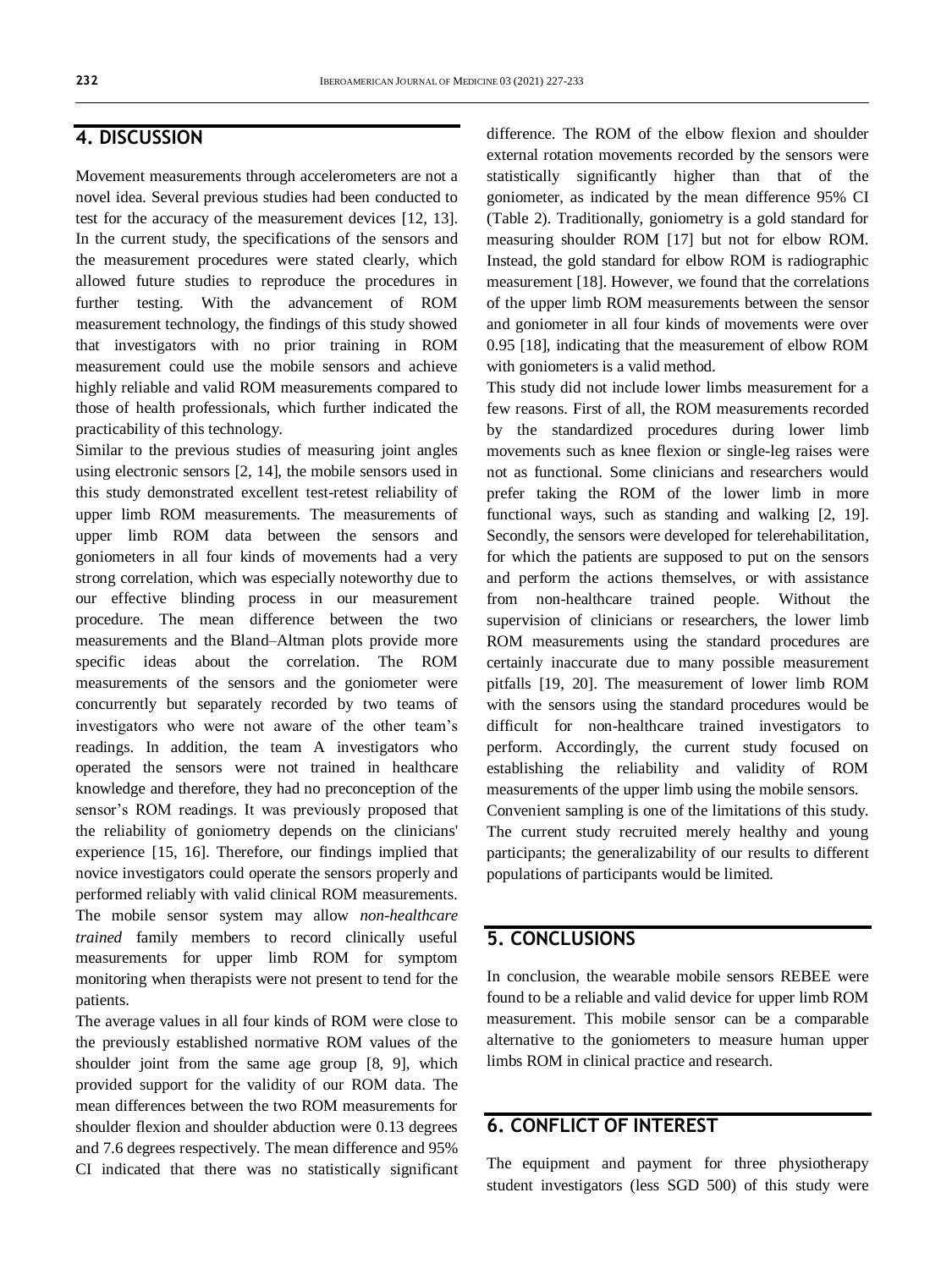## 4. DISCUSSION

Movement measurements through accelerometers are not a novel idea. Several previous studies had been conducted to test for the accuracy of the measurement devices [12, 13]. In the current study, the specifications of the sensors and the measurement procedures were stated clearly, which allowed future studies to reproduce the procedures in further testing. With the advancement of ROM measurement technology, the findings of this study showed that investigators with no prior training in ROM measurement could use the mobile sensors and achieve highly reliable and valid ROM measurements compared to those of health professionals, which further indicated the practicability of this technology.

Similar to the previous studies of measuring joint angles using electronic sensors [2, 14], the mobile sensors used in this study demonstrated excellent test-retest reliability of upper limb ROM measurements. The measurements of upper limb ROM data between the sensors and goniometers in all four kinds of movements had a very strong correlation, which was especially noteworthy due to our effective blinding process in our measurement procedure. The mean difference between the two measurements and the Bland–Altman plots provide more specific ideas about the correlation. The ROM measurements of the sensors and the goniometer were concurrently but separately recorded by two teams of investigators who were not aware of the other team's readings. In addition, the team A investigators who operated the sensors were not trained in healthcare knowledge and therefore, they had no preconception of the sensor's ROM readings. It was previously proposed that the reliability of goniometry depends on the clinicians' experience [15, 16]. Therefore, our findings implied that novice investigators could operate the sensors properly and performed reliably with valid clinical ROM measurements. The mobile sensor system may allow *non-healthcare trained* family members to record clinically useful measurements for upper limb ROM for symptom monitoring when therapists were not present to tend for the patients.

The average values in all four kinds of ROM were close to the previously established normative ROM values of the shoulder joint from the same age group [8, 9], which provided support for the validity of our ROM data. The mean differences between the two ROM measurements for shoulder flexion and shoulder abduction were 0.13 degrees and 7.6 degrees respectively. The mean difference and 95% CI indicated that there was no statistically significant difference. The ROM of the elbow flexion and shoulder external rotation movements recorded by the sensors were statistically significantly higher than that of the goniometer, as indicated by the mean difference 95% CI (Table 2). Traditionally, goniometry is a gold standard for measuring shoulder ROM [17] but not for elbow ROM. Instead, the gold standard for elbow ROM is radiographic measurement [18]. However, we found that the correlations of the upper limb ROM measurements between the sensor and goniometer in all four kinds of movements were over 0.95 [18], indicating that the measurement of elbow ROM with goniometers is a valid method.

This study did not include lower limbs measurement for a few reasons. First of all, the ROM measurements recorded by the standardized procedures during lower limb movements such as knee flexion or single-leg raises were not as functional. Some clinicians and researchers would prefer taking the ROM of the lower limb in more functional ways, such as standing and walking [2, 19]. Secondly, the sensors were developed for telerehabilitation, for which the patients are supposed to put on the sensors and perform the actions themselves, or with assistance from non-healthcare trained people. Without the supervision of clinicians or researchers, the lower limb ROM measurements using the standard procedures are certainly inaccurate due to many possible measurement pitfalls [19, 20]. The measurement of lower limb ROM with the sensors using the standard procedures would be difficult for non-healthcare trained investigators to perform. Accordingly, the current study focused on establishing the reliability and validity of ROM measurements of the upper limb using the mobile sensors.

Convenient sampling is one of the limitations of this study. The current study recruited merely healthy and young participants; the generalizability of our results to different populations of participants would be limited.

## 5. CONCLUSIONS

In conclusion, the wearable mobile sensors REBEE were found to be a reliable and valid device for upper limb ROM measurement. This mobile sensor can be a comparable alternative to the goniometers to measure human upper limbs ROM in clinical practice and research.

## 6. CONFLICT OF INTEREST

The equipment and payment for three physiotherapy student investigators (less SGD 500) of this study were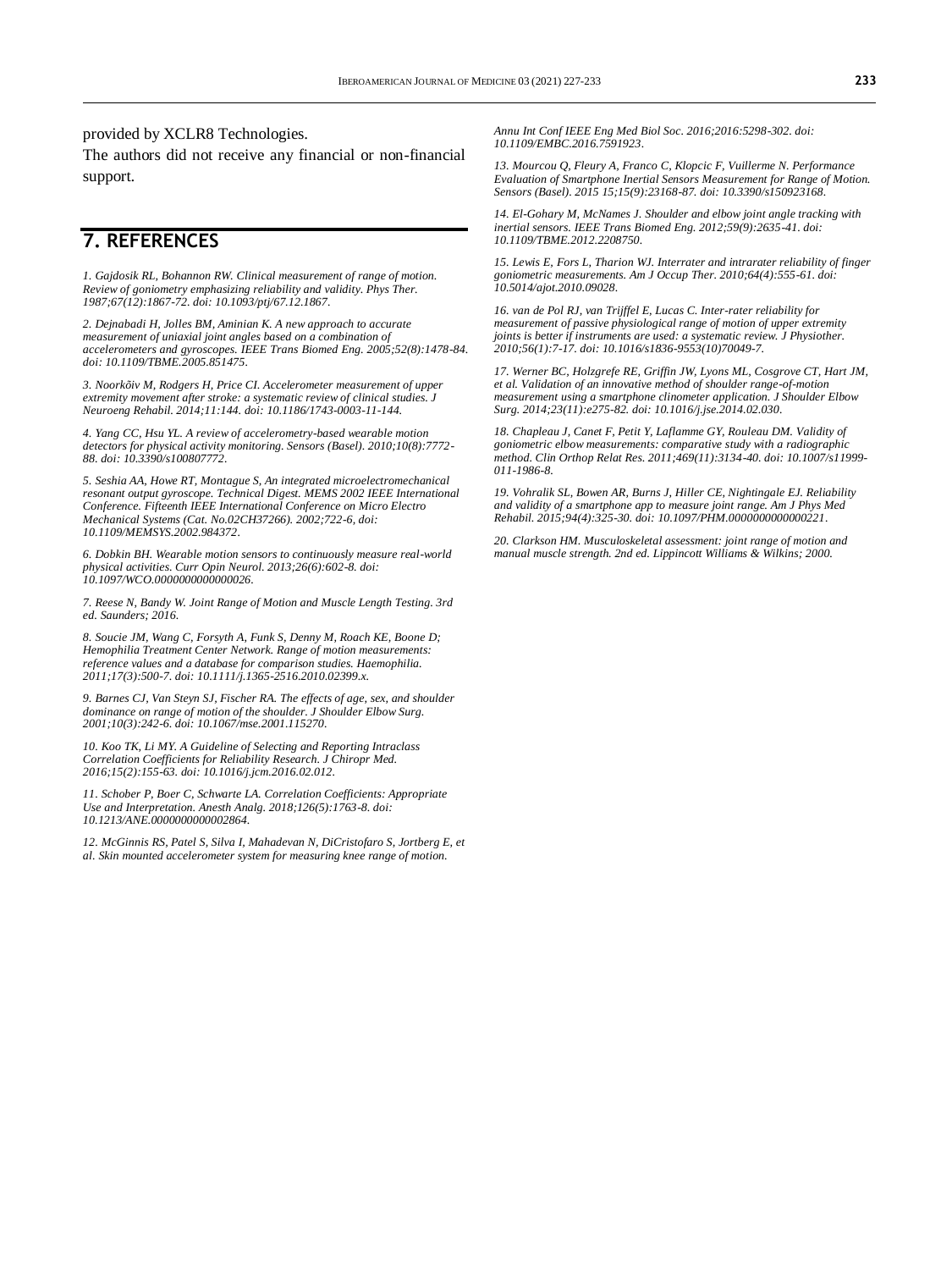provided by XCLR8 Technologies.

The authors did not receive any financial or non-financial support.

## 7. REFERENCES

*1. Gajdosik RL, Bohannon RW. Clinical measurement of range of motion. Review of goniometry emphasizing reliability and validity. Phys Ther. 1987;67(12):1867-72. doi: 10.1093/ptj/67.12.1867.*

*2. Dejnabadi H, Jolles BM, Aminian K. A new approach to accurate measurement of uniaxial joint angles based on a combination of accelerometers and gyroscopes. IEEE Trans Biomed Eng. 2005;52(8):1478-84. doi: 10.1109/TBME.2005.851475.*

*3. Noorkõiv M, Rodgers H, Price CI. Accelerometer measurement of upper extremity movement after stroke: a systematic review of clinical studies. J Neuroeng Rehabil. 2014;11:144. doi: 10.1186/1743-0003-11-144.*

*4. Yang CC, Hsu YL. A review of accelerometry-based wearable motion detectors for physical activity monitoring. Sensors (Basel). 2010;10(8):7772-88. doi: 10.3390/s100807772.*

*5. Seshia AA, Howe RT, Montague S, An integrated microelectromechanical resonant output gyroscope. Technical Digest. MEMS 2002 IEEE International Conference. Fifteenth IEEE International Conference on Micro Electro Mechanical Systems (Cat. No.02CH37266). 2002;722-6, doi: 10.1109/MEMSYS.2002.984372.*

*6. Dobkin BH. Wearable motion sensors to continuously measure real-world physical activities. Curr Opin Neurol. 2013;26(6):602-8. doi: 10.1097/WCO.0000000000000026.*

*7. Reese N, Bandy W. Joint Range of Motion and Muscle Length Testing. 3rd ed. Saunders; 2016.*

*8. Soucie JM, Wang C, Forsyth A, Funk S, Denny M, Roach KE, Boone D; Hemophilia Treatment Center Network. Range of motion measurements: reference values and a database for comparison studies. Haemophilia. 2011;17(3):500-7. doi: 10.1111/j.1365-2516.2010.02399.x.*

*9. Barnes CJ, Van Steyn SJ, Fischer RA. The effects of age, sex, and shoulder dominance on range of motion of the shoulder. J Shoulder Elbow Surg. 2001;10(3):242-6. doi: 10.1067/mse.2001.115270.*

*10. Koo TK, Li MY. A Guideline of Selecting and Reporting Intraclass Correlation Coefficients for Reliability Research. J Chiropr Med. 2016;15(2):155-63. doi: 10.1016/j.jcm.2016.02.012.*

*11. Schober P, Boer C, Schwarte LA. Correlation Coefficients: Appropriate Use and Interpretation. Anesth Analg. 2018;126(5):1763-8. doi: 10.1213/ANE.0000000000002864.*

*12. McGinnis RS, Patel S, Silva I, Mahadevan N, DiCristofaro S, Jortberg E, et al. Skin mounted accelerometer system for measuring knee range of motion. Annu Int Conf IEEE Eng Med Biol Soc. 2016;2016:5298-302. doi: 10.1109/EMBC.2016.7591923.*

*13. Mourcou Q, Fleury A, Franco C, Klopcic F, Vuillerme N. Performance Evaluation of Smartphone Inertial Sensors Measurement for Range of Motion. Sensors (Basel). 2015 15;15(9):23168-87. doi: 10.3390/s150923168.*

*14. El-Gohary M, McNames J. Shoulder and elbow joint angle tracking with inertial sensors. IEEE Trans Biomed Eng. 2012;59(9):2635-41. doi: 10.1109/TBME.2012.2208750.*

*15. Lewis E, Fors L, Tharion WJ. Interrater and intrarater reliability of finger goniometric measurements. Am J Occup Ther. 2010;64(4):555-61. doi: 10.5014/ajot.2010.09028.*

*16. van de Pol RJ, van Trijffel E, Lucas C. Inter-rater reliability for measurement of passive physiological range of motion of upper extremity joints is better if instruments are used: a systematic review. J Physiother. 2010;56(1):7-17. doi: 10.1016/s1836-9553(10)70049-7.*

*17. Werner BC, Holzgrefe RE, Griffin JW, Lyons ML, Cosgrove CT, Hart JM, et al. Validation of an innovative method of shoulder range-of-motion measurement using a smartphone clinometer application. J Shoulder Elbow Surg. 2014;23(11):e275-82. doi: 10.1016/j.jse.2014.02.030.*

*18. Chapleau J, Canet F, Petit Y, Laflamme GY, Rouleau DM. Validity of goniometric elbow measurements: comparative study with a radiographic method. Clin Orthop Relat Res. 2011;469(11):3134-40. doi: 10.1007/s11999-011-1986-8.*

*19. Vohralik SL, Bowen AR, Burns J, Hiller CE, Nightingale EJ. Reliability and validity of a smartphone app to measure joint range. Am J Phys Med Rehabil. 2015;94(4):325-30. doi: 10.1097/PHM.0000000000000221.*

*20. Clarkson HM. Musculoskeletal assessment: joint range of motion and manual muscle strength. 2nd ed. Lippincott Williams & Wilkins; 2000.*